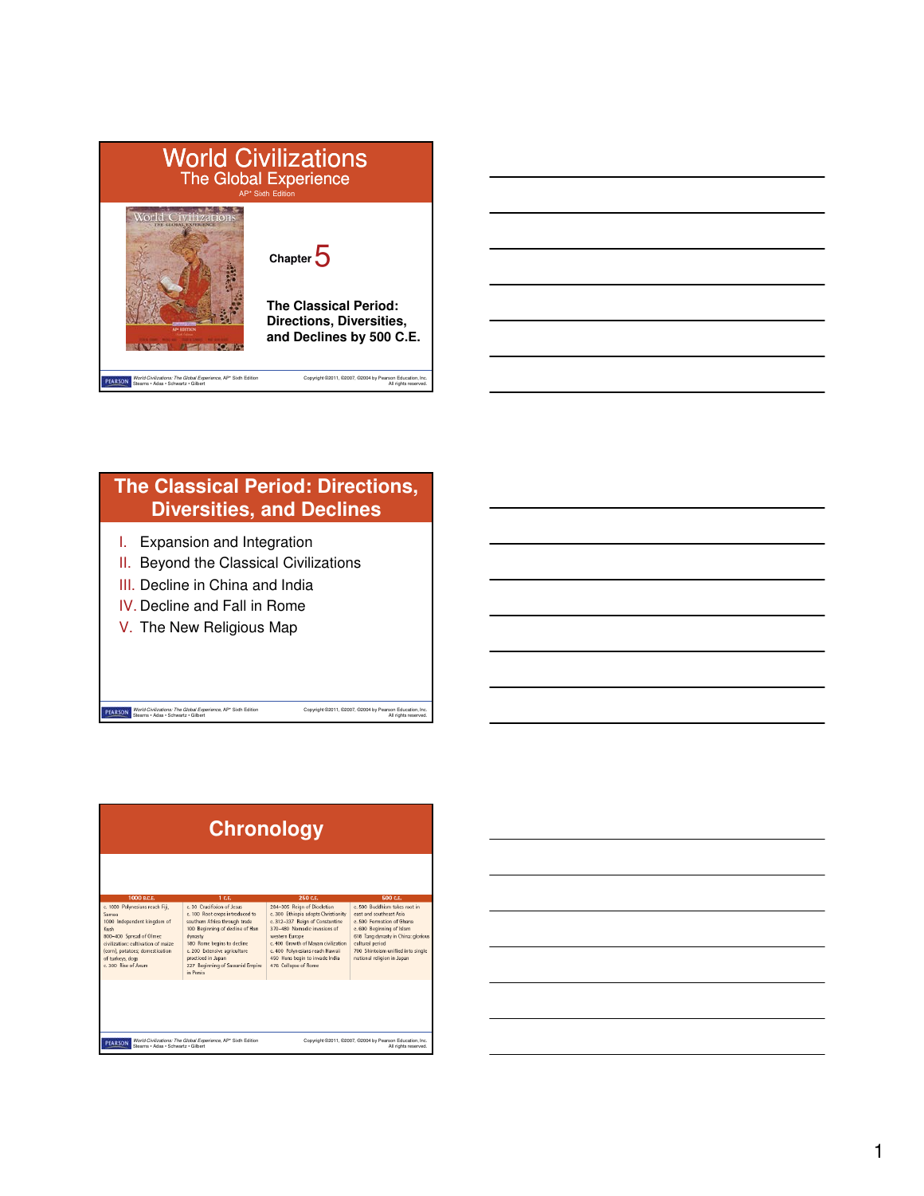# World Civilizations

## The Global Experience

AP* Sixth Edition

Chapter 5

**The Classical Period: Directions, Diversities, and Declines by 500 C.E.**

World Civilizations: The Global Experience, AP* Sixth Edition
Stearns • Adas • Schwartz • Gilbert

Copyright ©2011, ©2007, ©2004 by Pearson Education, Inc. All rights reserved.

## The Classical Period: Directions, Diversities, and Declines

I. Expansion and Integration
II. Beyond the Classical Civilizations
III. Decline in China and India
IV. Decline and Fall in Rome
V. The New Religious Map

World Civilizations: The Global Experience, AP* Sixth Edition
Stearns • Adas • Schwartz • Gilbert

Copyright ©2011, ©2007, ©2004 by Pearson Education, Inc. All rights reserved.

## Chronology

| 1000 B.C.E. | 1 C.E. | 250 C.E. | 500 C.E. |
|---|---|---|---|
| c. 1000 Polynesians reach Fiji, Samoa<br>1000 Independent kingdom of Kush<br>800–400 Spread of Olmec civilization: cultivation of maize (corn), potatoes; domestication of turkeys, dogs<br>c. 300 Rise of Axum | c. 30 Crucifixion of Jesus<br>c. 100 Root crops introduced to southern Africa through trade<br>100 Beginning of decline of Han dynasty<br>180 Rome begins to decline<br>c. 200 Extensive agriculture practiced in Japan<br>227 Beginning of Sassanid Empire in Persia | 284–305 Reign of Diocletian<br>c. 300 Ethiopia adopts Christianity<br>c. 312–337 Reign of Constantine<br>370–480 Nomadic invasions of western Europe<br>c. 400 Growth of Mayan civilization<br>c. 400 Polynesians reach Hawaii<br>450 Huns begin to invade India<br>476 Collapse of Rome | c. 500 Buddhism takes root in east and southeast Asia<br>c. 500 Formation of Ghana<br>c. 600 Beginning of Islam<br>618 Tang dynasty in China: glorious cultural period<br>700 Shintoism unified into single national religion in Japan |

World Civilizations: The Global Experience, AP* Sixth Edition
Stearns • Adas • Schwartz • Gilbert

Copyright ©2011, ©2007, ©2004 by Pearson Education, Inc. All rights reserved.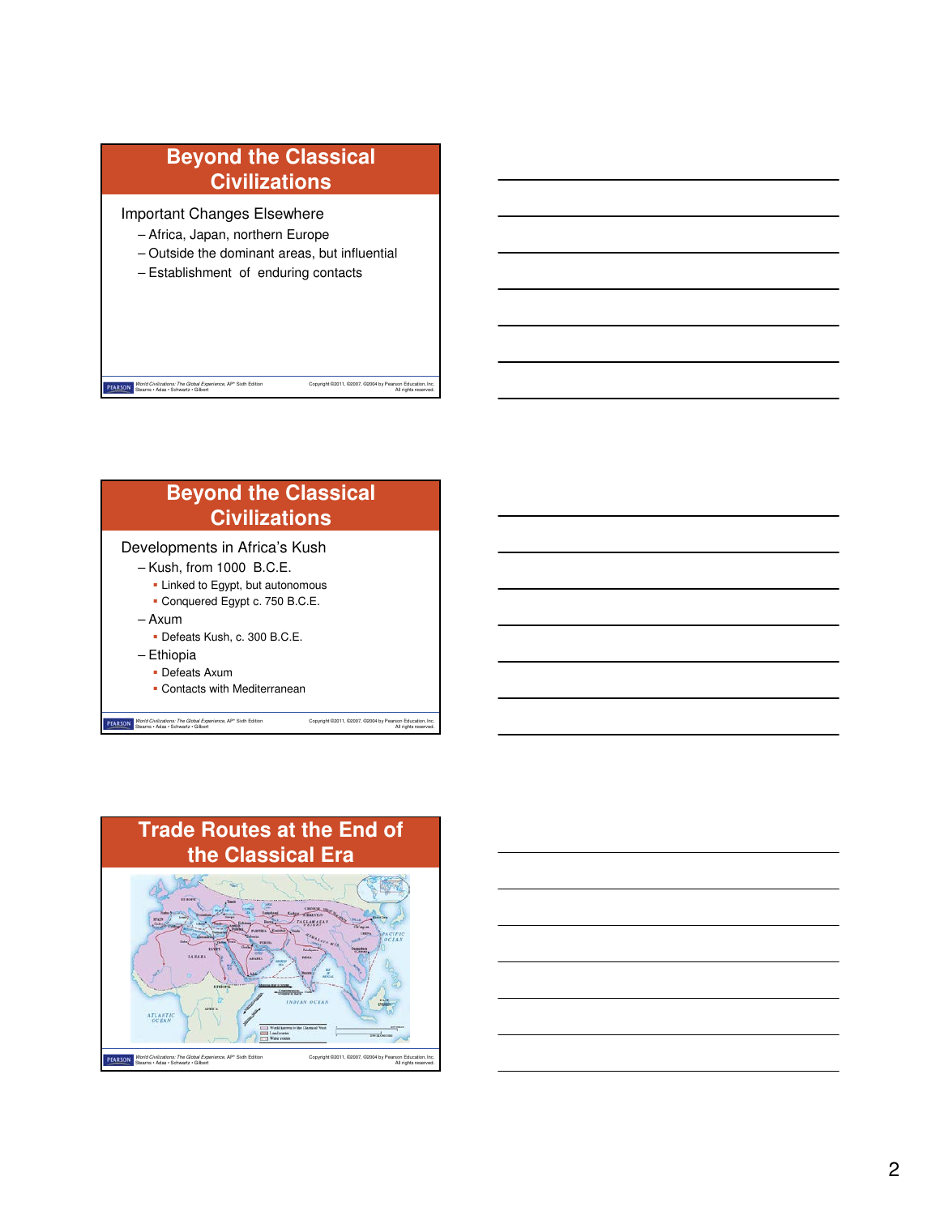## Beyond the Classical Civilizations

Important Changes Elsewhere

- Africa, Japan, northern Europe
- Outside the dominant areas, but influential
- Establishment of enduring contacts

## Beyond the Classical Civilizations

Developments in Africa's Kush

- Kush, from 1000 B.C.E.
  - Linked to Egypt, but autonomous
  - Conquered Egypt c. 750 B.C.E.
- Axum
  - Defeats Kush, c. 300 B.C.E.
- Ethiopia
  - Defeats Axum
  - Contacts with Mediterranean

## Trade Routes at the End of the Classical Era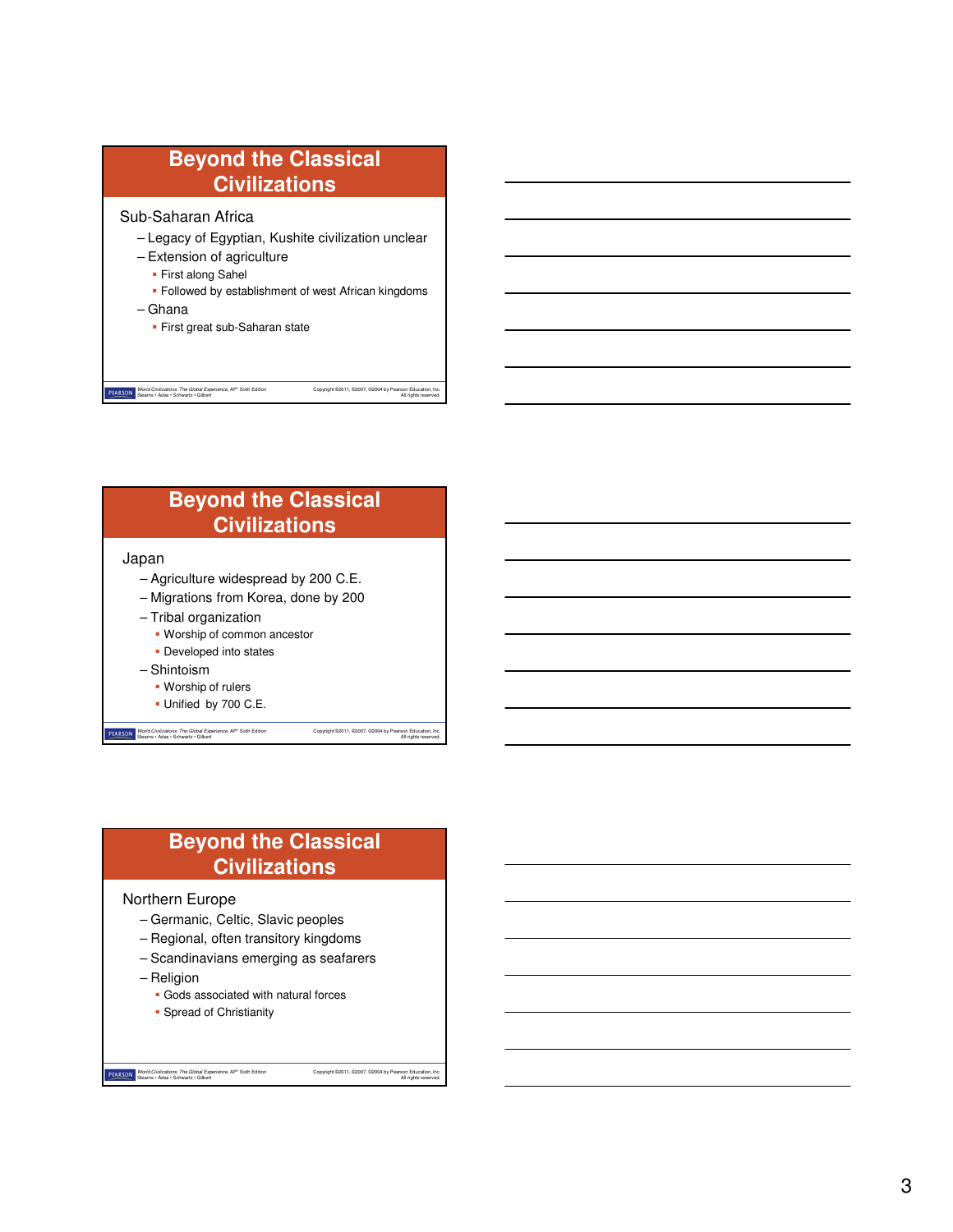## Beyond the Classical Civilizations

Sub-Saharan Africa

- Legacy of Egyptian, Kushite civilization unclear
- Extension of agriculture
  - First along Sahel
  - Followed by establishment of west African kingdoms
- Ghana
  - First great sub-Saharan state

## Beyond the Classical Civilizations

Japan

- Agriculture widespread by 200 C.E.
- Migrations from Korea, done by 200
- Tribal organization
  - Worship of common ancestor
  - Developed into states
- Shintoism
  - Worship of rulers
  - Unified by 700 C.E.

## Beyond the Classical Civilizations

Northern Europe

- Germanic, Celtic, Slavic peoples
- Regional, often transitory kingdoms
- Scandinavians emerging as seafarers
- Religion
  - Gods associated with natural forces
  - Spread of Christianity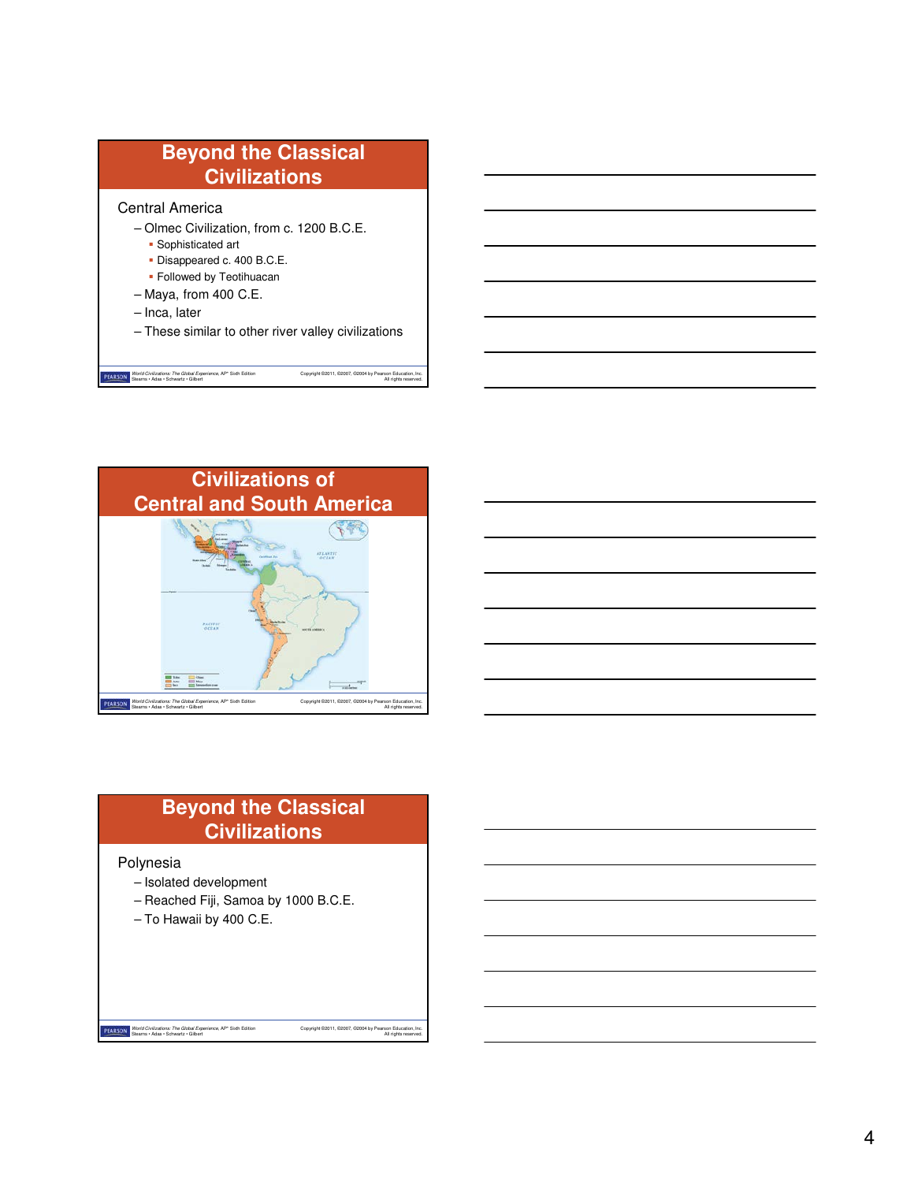## Beyond the Classical Civilizations

Central America

- Olmec Civilization, from c. 1200 B.C.E.
  - Sophisticated art
  - Disappeared c. 400 B.C.E.
  - Followed by Teotihuacan
- Maya, from 400 C.E.
- Inca, later
- These similar to other river valley civilizations

## Civilizations of Central and South America

## Beyond the Classical Civilizations

Polynesia

- Isolated development
- Reached Fiji, Samoa by 1000 B.C.E.
- To Hawaii by 400 C.E.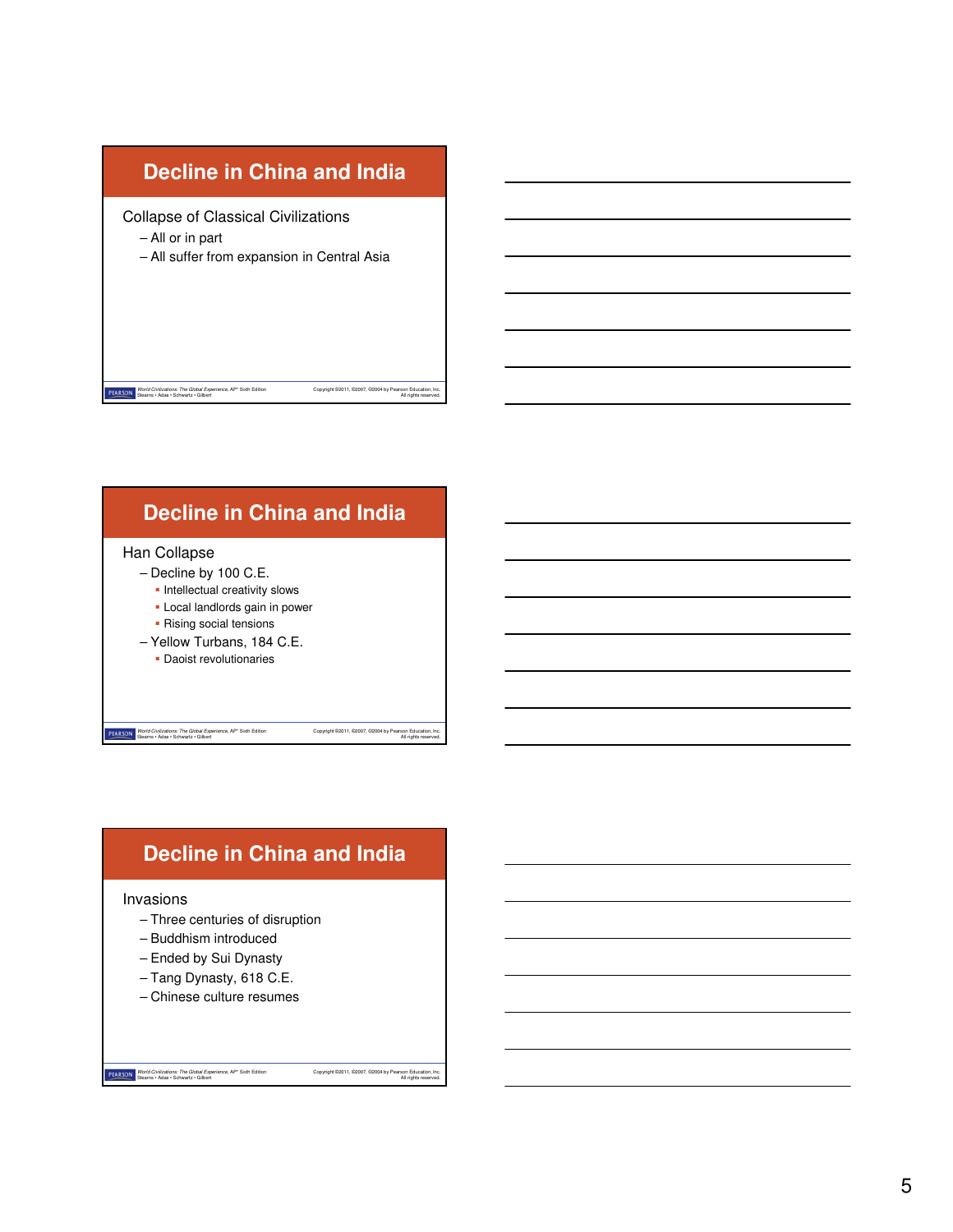## Decline in China and India

Collapse of Classical Civilizations

- All or in part
- All suffer from expansion in Central Asia

## Decline in China and India

Han Collapse

- Decline by 100 C.E.
  - Intellectual creativity slows
  - Local landlords gain in power
  - Rising social tensions
- Yellow Turbans, 184 C.E.
  - Daoist revolutionaries

## Decline in China and India

Invasions

- Three centuries of disruption
- Buddhism introduced
- Ended by Sui Dynasty
- Tang Dynasty, 618 C.E.
- Chinese culture resumes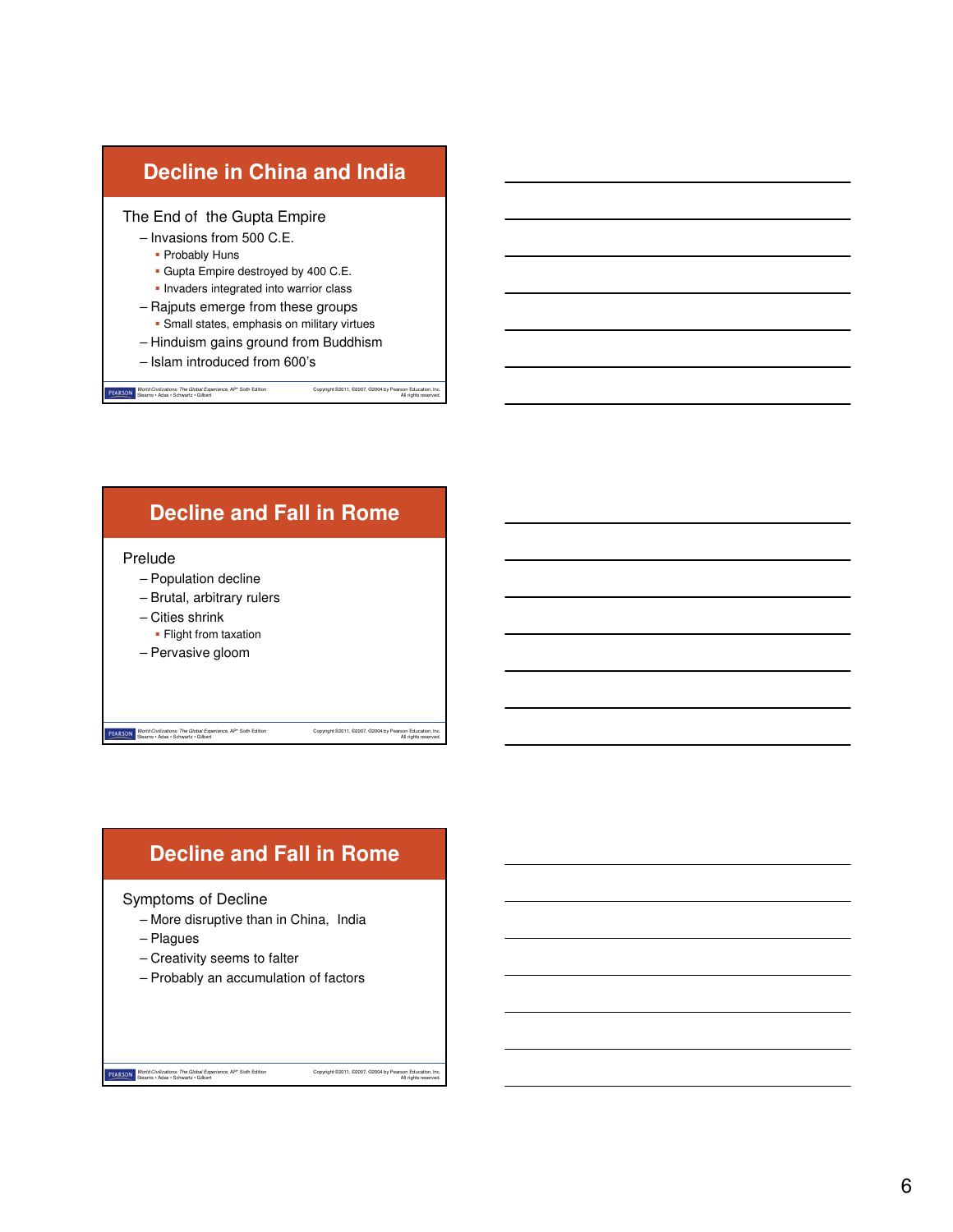## Decline in China and India

The End of the Gupta Empire

- Invasions from 500 C.E.
  - Probably Huns
  - Gupta Empire destroyed by 400 C.E.
  - Invaders integrated into warrior class
- Rajputs emerge from these groups
  - Small states, emphasis on military virtues
- Hinduism gains ground from Buddhism
- Islam introduced from 600's

## Decline and Fall in Rome

Prelude

- Population decline
- Brutal, arbitrary rulers
- Cities shrink
  - Flight from taxation
- Pervasive gloom

## Decline and Fall in Rome

Symptoms of Decline

- More disruptive than in China, India
- Plagues
- Creativity seems to falter
- Probably an accumulation of factors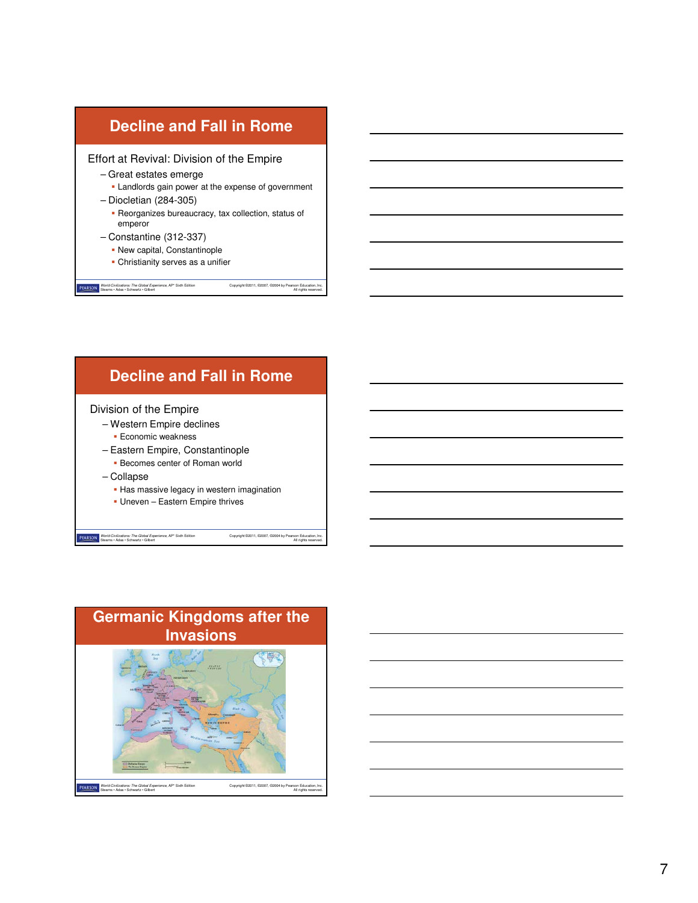## Decline and Fall in Rome

Effort at Revival: Division of the Empire

- Great estates emerge
  - Landlords gain power at the expense of government
- Diocletian (284-305)
  - Reorganizes bureaucracy, tax collection, status of emperor
- Constantine (312-337)
  - New capital, Constantinople
  - Christianity serves as a unifier

## Decline and Fall in Rome

Division of the Empire

- Western Empire declines
  - Economic weakness
- Eastern Empire, Constantinople
  - Becomes center of Roman world
- Collapse
  - Has massive legacy in western imagination
  - Uneven – Eastern Empire thrives

## Germanic Kingdoms after the Invasions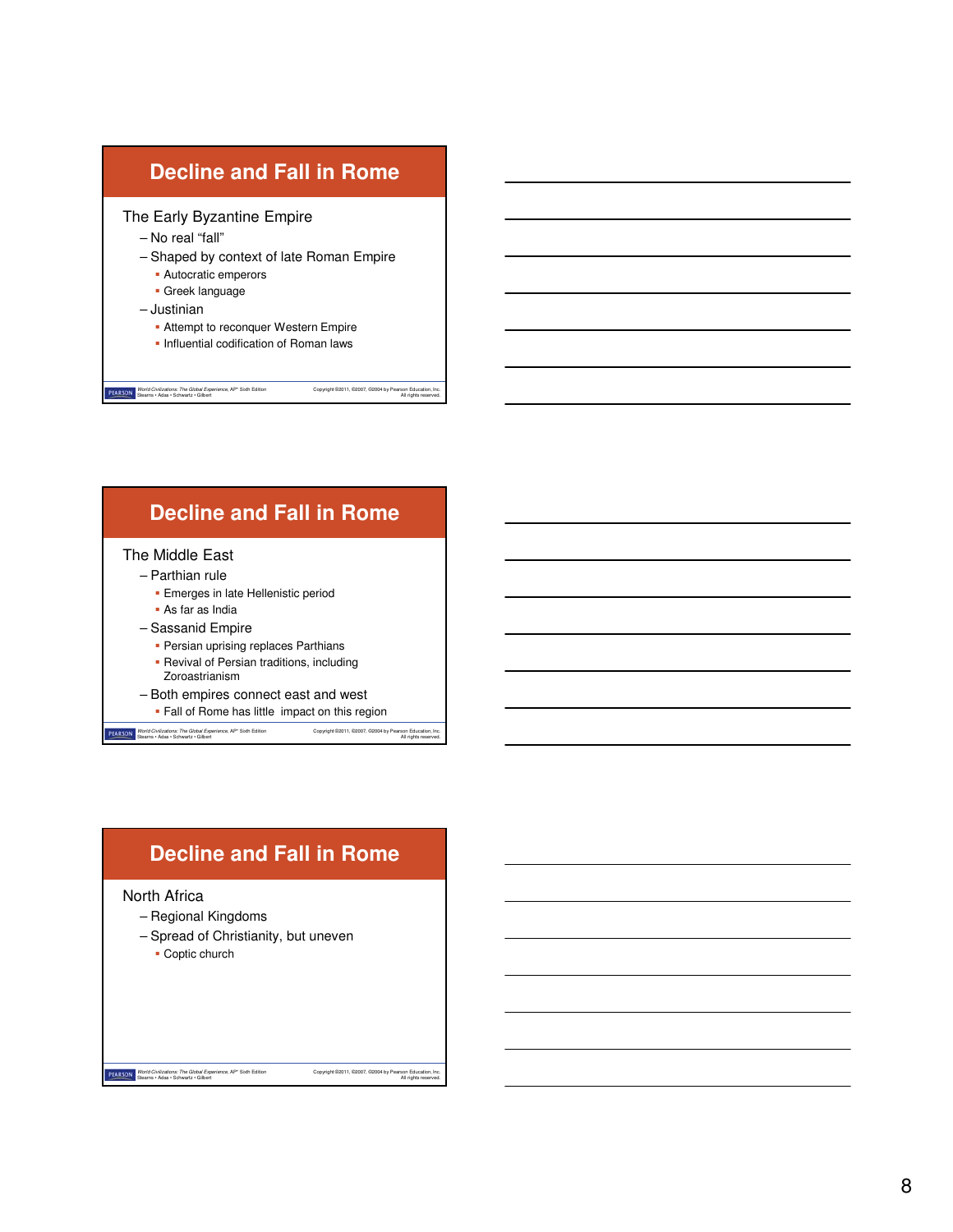## Decline and Fall in Rome

The Early Byzantine Empire

- No real “fall”
- Shaped by context of late Roman Empire
  - Autocratic emperors
  - Greek language
- Justinian
  - Attempt to reconquer Western Empire
  - Influential codification of Roman laws

## Decline and Fall in Rome

The Middle East

- Parthian rule
  - Emerges in late Hellenistic period
  - As far as India
- Sassanid Empire
  - Persian uprising replaces Parthians
  - Revival of Persian traditions, including Zoroastrianism
- Both empires connect east and west
  - Fall of Rome has little impact on this region

## Decline and Fall in Rome

North Africa

- Regional Kingdoms
- Spread of Christianity, but uneven
  - Coptic church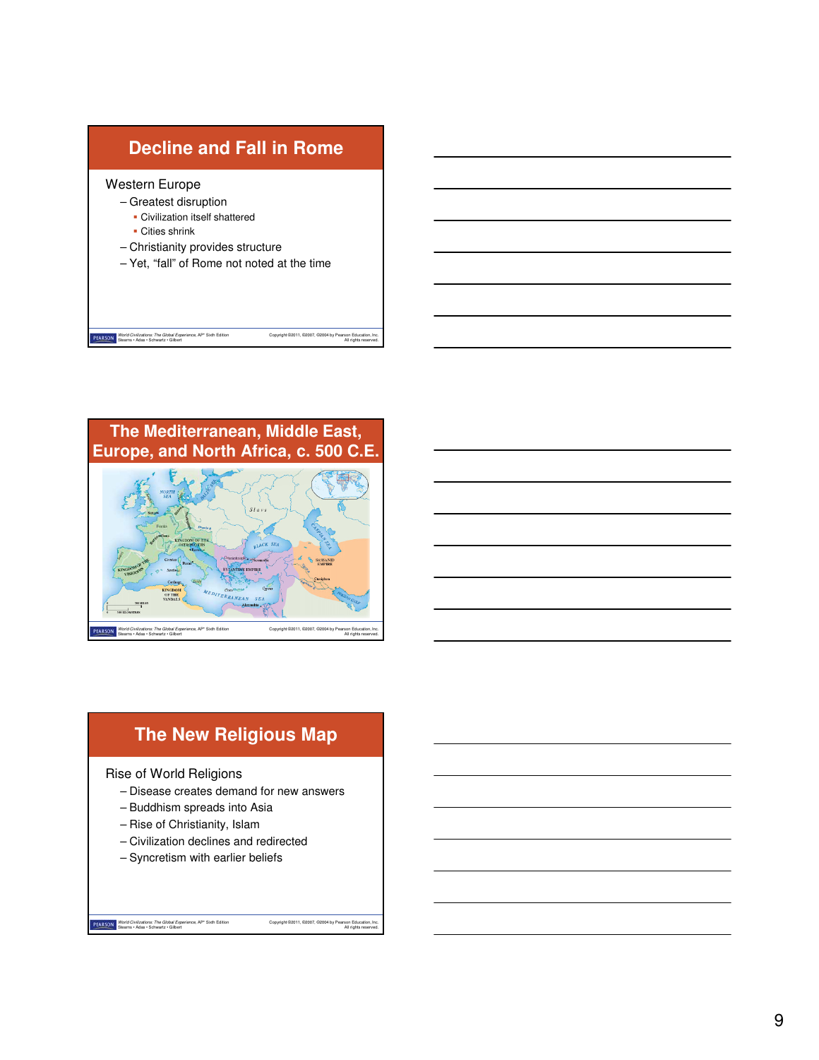## Decline and Fall in Rome

Western Europe

- Greatest disruption
  - Civilization itself shattered
  - Cities shrink
- Christianity provides structure
- Yet, "fall" of Rome not noted at the time

## The Mediterranean, Middle East, Europe, and North Africa, c. 500 C.E.

## The New Religious Map

Rise of World Religions

- Disease creates demand for new answers
- Buddhism spreads into Asia
- Rise of Christianity, Islam
- Civilization declines and redirected
- Syncretism with earlier beliefs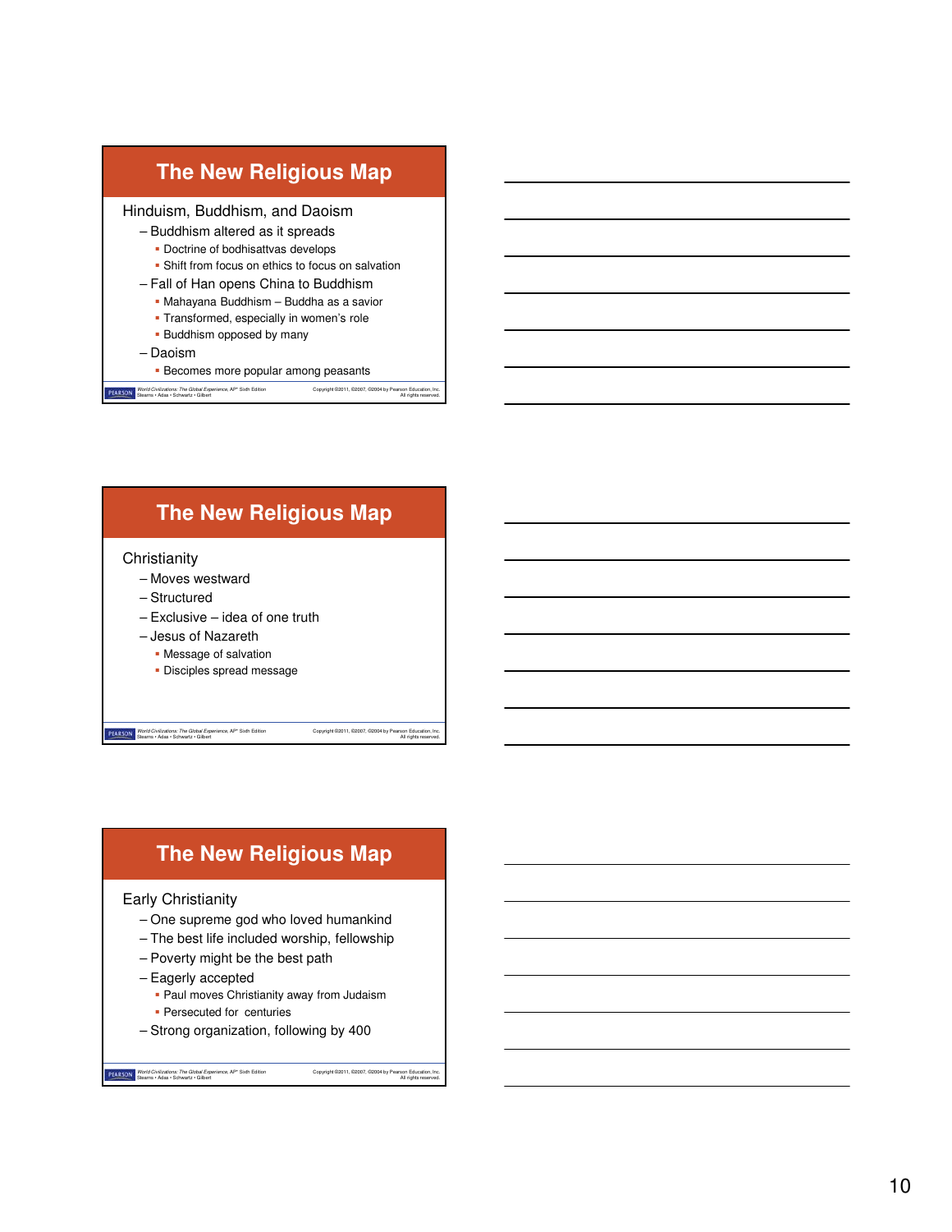## The New Religious Map

Hinduism, Buddhism, and Daoism

- Buddhism altered as it spreads
  - Doctrine of bodhisattvas develops
  - Shift from focus on ethics to focus on salvation
- Fall of Han opens China to Buddhism
  - Mahayana Buddhism – Buddha as a savior
  - Transformed, especially in women's role
  - Buddhism opposed by many
- Daoism
  - Becomes more popular among peasants

## The New Religious Map

Christianity

- Moves westward
- Structured
- Exclusive – idea of one truth
- Jesus of Nazareth
  - Message of salvation
  - Disciples spread message

## The New Religious Map

Early Christianity

- One supreme god who loved humankind
- The best life included worship, fellowship
- Poverty might be the best path
- Eagerly accepted
  - Paul moves Christianity away from Judaism
  - Persecuted for centuries
- Strong organization, following by 400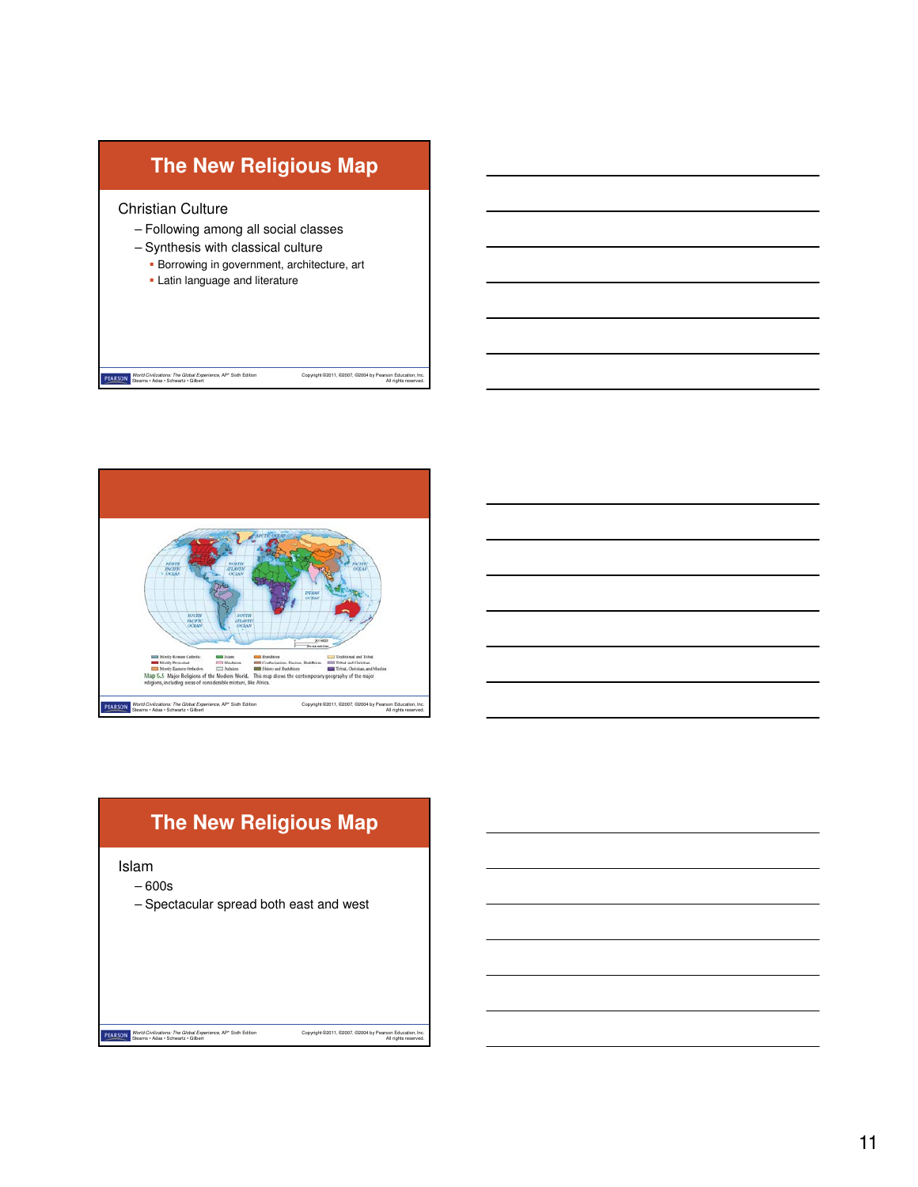## The New Religious Map

Christian Culture

- Following among all social classes
- Synthesis with classical culture
  - Borrowing in government, architecture, art
  - Latin language and literature

Mostly Roman Catholic
Mostly Protestant
Mostly Eastern Orthodox
Islam
Hinduism
Judaism
Buddhism
Confucianism, Daoism, Buddhism
Shinto and Buddhism
Traditional and Tribal
Tribal and Christian
Tribal, Christian, and Muslim

Map 5.1 Major Religions of the Modern World. This map shows the contemporary geography of the major religions, including areas of considerable mixture, like Africa.

## The New Religious Map

Islam

- 600s
- Spectacular spread both east and west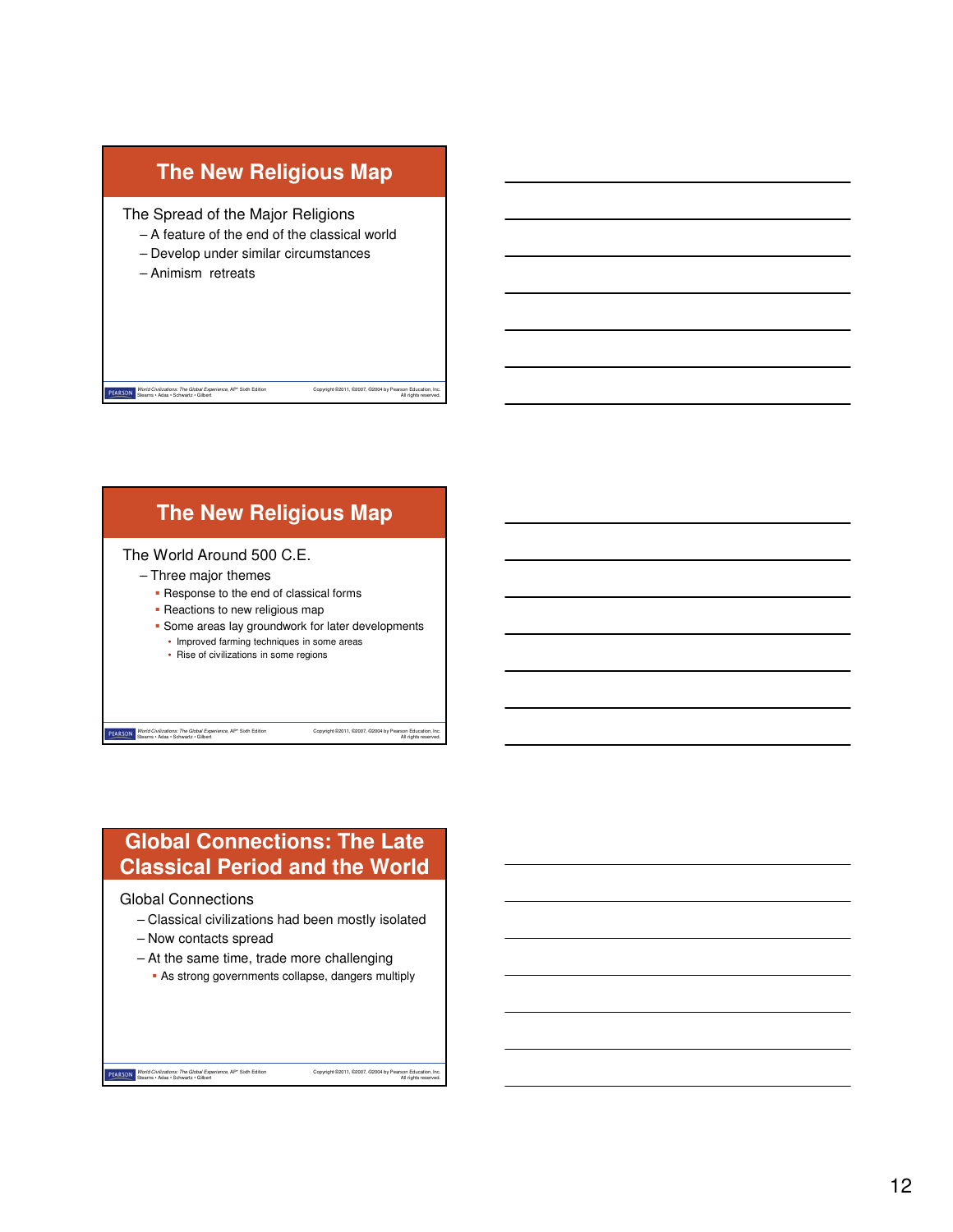## The New Religious Map

The Spread of the Major Religions

- A feature of the end of the classical world
- Develop under similar circumstances
- Animism retreats

## The New Religious Map

The World Around 500 C.E.

- Three major themes
  - Response to the end of classical forms
  - Reactions to new religious map
  - Some areas lay groundwork for later developments
    - Improved farming techniques in some areas
    - Rise of civilizations in some regions

## Global Connections: The Late Classical Period and the World

Global Connections

- Classical civilizations had been mostly isolated
- Now contacts spread
- At the same time, trade more challenging
  - As strong governments collapse, dangers multiply